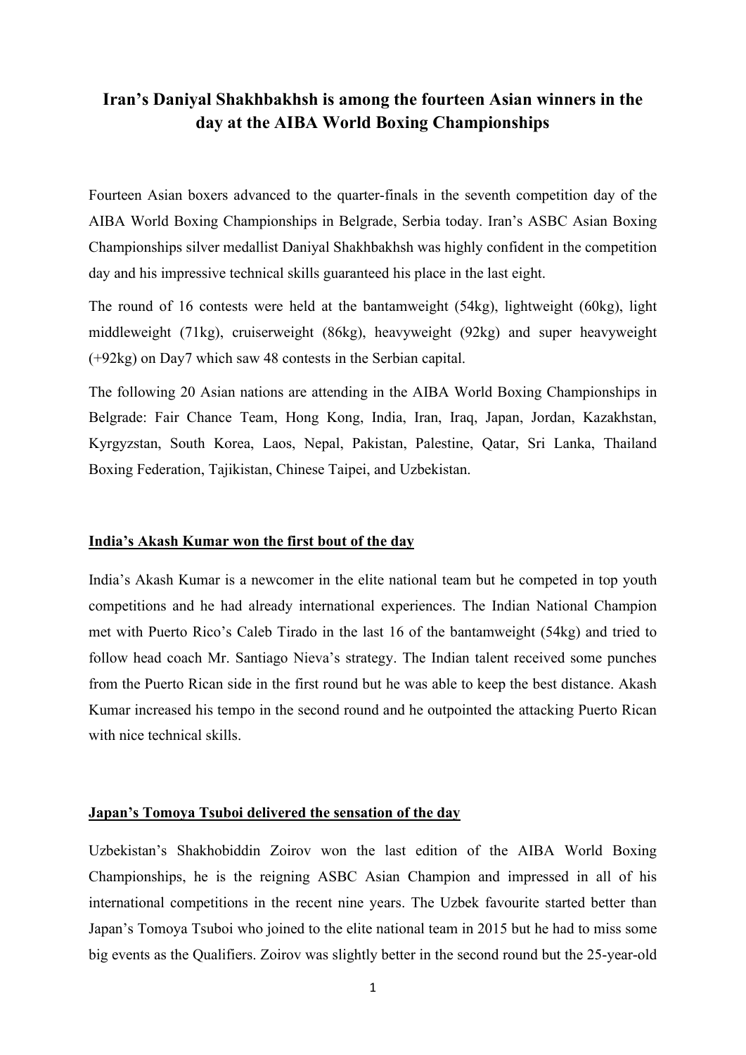# Iran's Daniyal Shakhbakhsh is among the fourteen Asian winners in the day at the AIBA World Boxing Championships

Fourteen Asian boxers advanced to the quarter-finals in the seventh competition day of the AIBA World Boxing Championships in Belgrade, Serbia today. Iran's ASBC Asian Boxing Championships silver medallist Daniyal Shakhbakhsh was highly confident in the competition day and his impressive technical skills guaranteed his place in the last eight.

The round of 16 contests were held at the bantamweight (54kg), lightweight (60kg), light middleweight (71kg), cruiserweight (86kg), heavyweight (92kg) and super heavyweight (+92kg) on Day7 which saw 48 contests in the Serbian capital.

The following 20 Asian nations are attending in the AIBA World Boxing Championships in Belgrade: Fair Chance Team, Hong Kong, India, Iran, Iraq, Japan, Jordan, Kazakhstan, Kyrgyzstan, South Korea, Laos, Nepal, Pakistan, Palestine, Qatar, Sri Lanka, Thailand Boxing Federation, Tajikistan, Chinese Taipei, and Uzbekistan.

## India's Akash Kumar won the first bout of the day

India's Akash Kumar is a newcomer in the elite national team but he competed in top youth competitions and he had already international experiences. The Indian National Champion met with Puerto Rico's Caleb Tirado in the last 16 of the bantamweight (54kg) and tried to follow head coach Mr. Santiago Nieva's strategy. The Indian talent received some punches from the Puerto Rican side in the first round but he was able to keep the best distance. Akash Kumar increased his tempo in the second round and he outpointed the attacking Puerto Rican with nice technical skills.

## Japan's Tomoya Tsuboi delivered the sensation of the day

Uzbekistan's Shakhobiddin Zoirov won the last edition of the AIBA World Boxing Championships, he is the reigning ASBC Asian Champion and impressed in all of his international competitions in the recent nine years. The Uzbek favourite started better than Japan's Tomoya Tsuboi who joined to the elite national team in 2015 but he had to miss some big events as the Qualifiers. Zoirov was slightly better in the second round but the 25-year-old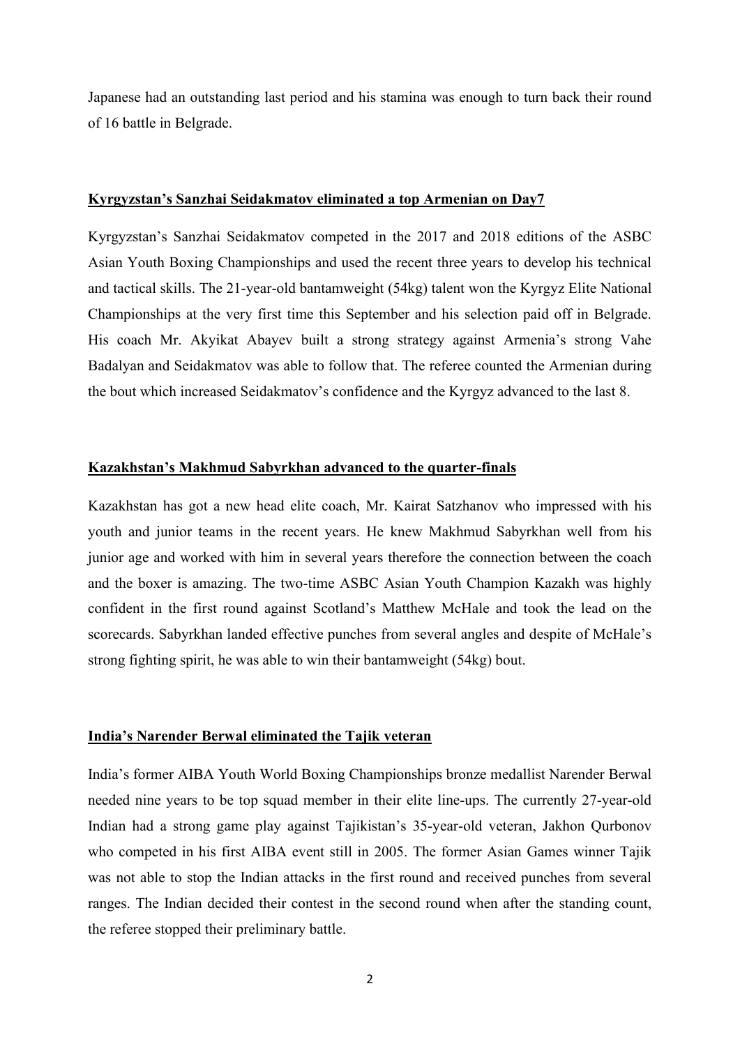Japanese had an outstanding last period and his stamina was enough to turn back their round of 16 battle in Belgrade.

## Kyrgyzstan's Sanzhai Seidakmatov eliminated a top Armenian on Day7

Kyrgyzstan's Sanzhai Seidakmatov competed in the 2017 and 2018 editions of the ASBC Asian Youth Boxing Championships and used the recent three years to develop his technical and tactical skills. The 21-year-old bantamweight (54kg) talent won the Kyrgyz Elite National Championships at the very first time this September and his selection paid off in Belgrade. His coach Mr. Akyikat Abayev built a strong strategy against Armenia's strong Vahe Badalyan and Seidakmatov was able to follow that. The referee counted the Armenian during the bout which increased Seidakmatov's confidence and the Kyrgyz advanced to the last 8.

## Kazakhstan's Makhmud Sabyrkhan advanced to the quarter-finals

Kazakhstan has got a new head elite coach, Mr. Kairat Satzhanov who impressed with his youth and junior teams in the recent years. He knew Makhmud Sabyrkhan well from his junior age and worked with him in several years therefore the connection between the coach and the boxer is amazing. The two-time ASBC Asian Youth Champion Kazakh was highly confident in the first round against Scotland's Matthew McHale and took the lead on the scorecards. Sabyrkhan landed effective punches from several angles and despite of McHale's strong fighting spirit, he was able to win their bantamweight (54kg) bout.

## India's Narender Berwal eliminated the Tajik veteran

India's former AIBA Youth World Boxing Championships bronze medallist Narender Berwal needed nine years to be top squad member in their elite line-ups. The currently 27-year-old Indian had a strong game play against Tajikistan's 35-year-old veteran, Jakhon Qurbonov who competed in his first AIBA event still in 2005. The former Asian Games winner Tajik was not able to stop the Indian attacks in the first round and received punches from several ranges. The Indian decided their contest in the second round when after the standing count, the referee stopped their preliminary battle.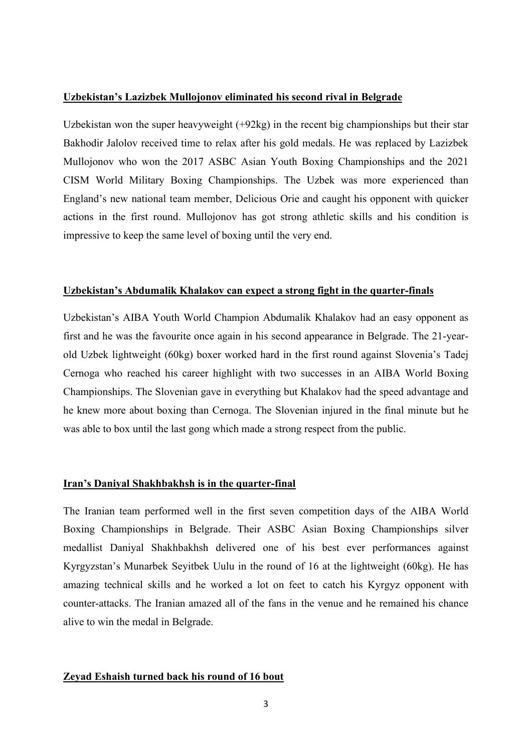**Uzbekistan's Lazizbek Mullojonov eliminated his second rival in Belgrade**

Uzbekistan won the super heavyweight (+92kg) in the recent big championships but their star Bakhodir Jalolov received time to relax after his gold medals. He was replaced by Lazizbek Mullojonov who won the 2017 ASBC Asian Youth Boxing Championships and the 2021 CISM World Military Boxing Championships. The Uzbek was more experienced than England's new national team member, Delicious Orie and caught his opponent with quicker actions in the first round. Mullojonov has got strong athletic skills and his condition is impressive to keep the same level of boxing until the very end.

**Uzbekistan's Abdumalik Khalakov can expect a strong fight in the quarter-finals**

Uzbekistan's AIBA Youth World Champion Abdumalik Khalakov had an easy opponent as first and he was the favourite once again in his second appearance in Belgrade. The 21-year-old Uzbek lightweight (60kg) boxer worked hard in the first round against Slovenia's Tadej Cernoga who reached his career highlight with two successes in an AIBA World Boxing Championships. The Slovenian gave in everything but Khalakov had the speed advantage and he knew more about boxing than Cernoga. The Slovenian injured in the final minute but he was able to box until the last gong which made a strong respect from the public.

**Iran's Daniyal Shakhbakhsh is in the quarter-final**

The Iranian team performed well in the first seven competition days of the AIBA World Boxing Championships in Belgrade. Their ASBC Asian Boxing Championships silver medallist Daniyal Shakhbakhsh delivered one of his best ever performances against Kyrgyzstan's Munarbek Seyitbek Uulu in the round of 16 at the lightweight (60kg). He has amazing technical skills and he worked a lot on feet to catch his Kyrgyz opponent with counter-attacks. The Iranian amazed all of the fans in the venue and he remained his chance alive to win the medal in Belgrade.

**Zeyad Eshaish turned back his round of 16 bout**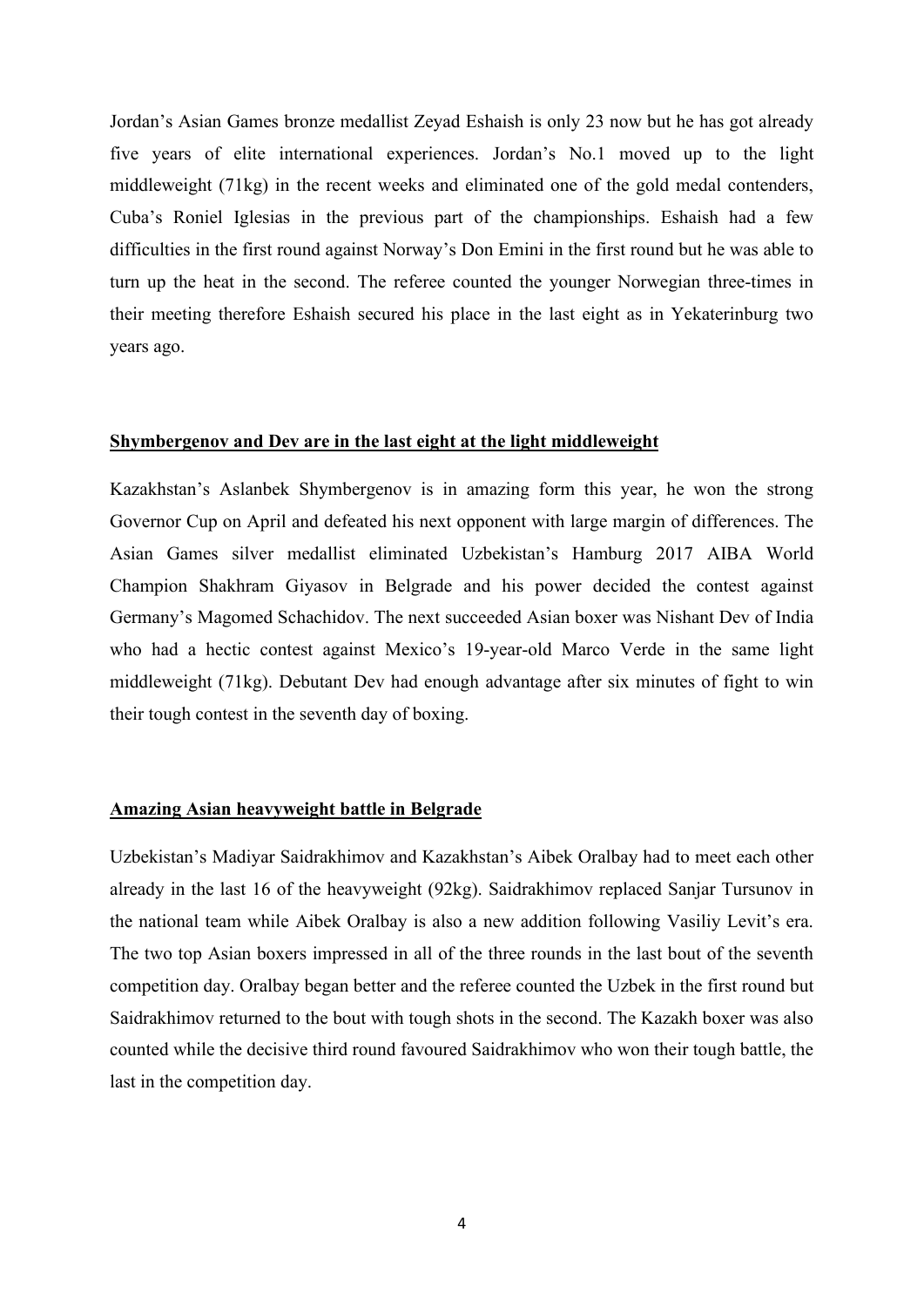Jordan's Asian Games bronze medallist Zeyad Eshaish is only 23 now but he has got already five years of elite international experiences. Jordan's No.1 moved up to the light middleweight (71kg) in the recent weeks and eliminated one of the gold medal contenders, Cuba's Roniel Iglesias in the previous part of the championships. Eshaish had a few difficulties in the first round against Norway's Don Emini in the first round but he was able to turn up the heat in the second. The referee counted the younger Norwegian three-times in their meeting therefore Eshaish secured his place in the last eight as in Yekaterinburg two years ago.

## Shymbergenov and Dev are in the last eight at the light middleweight

Kazakhstan's Aslanbek Shymbergenov is in amazing form this year, he won the strong Governor Cup on April and defeated his next opponent with large margin of differences. The Asian Games silver medallist eliminated Uzbekistan's Hamburg 2017 AIBA World Champion Shakhram Giyasov in Belgrade and his power decided the contest against Germany's Magomed Schachidov. The next succeeded Asian boxer was Nishant Dev of India who had a hectic contest against Mexico's 19-year-old Marco Verde in the same light middleweight (71kg). Debutant Dev had enough advantage after six minutes of fight to win their tough contest in the seventh day of boxing.

## Amazing Asian heavyweight battle in Belgrade

Uzbekistan's Madiyar Saidrakhimov and Kazakhstan's Aibek Oralbay had to meet each other already in the last 16 of the heavyweight (92kg). Saidrakhimov replaced Sanjar Tursunov in the national team while Aibek Oralbay is also a new addition following Vasiliy Levit's era. The two top Asian boxers impressed in all of the three rounds in the last bout of the seventh competition day. Oralbay began better and the referee counted the Uzbek in the first round but Saidrakhimov returned to the bout with tough shots in the second. The Kazakh boxer was also counted while the decisive third round favoured Saidrakhimov who won their tough battle, the last in the competition day.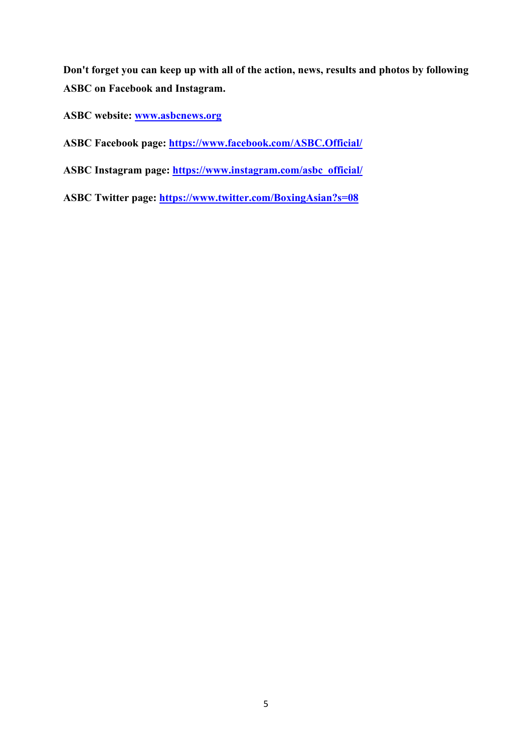**Don't forget you can keep up with all of the action, news, results and photos by following ASBC on Facebook and Instagram.**

**ASBC website: [www.asbcnews.org](http://www.asbcnews.org)**

**ASBC Facebook page: [https://www.facebook.com/ASBC.Official/](https://www.facebook.com/ASBC.Official/)**

**ASBC Instagram page: [https://www.instagram.com/asbc_official/](https://www.instagram.com/asbc_official/)**

**ASBC Twitter page: [https://www.twitter.com/BoxingAsian?s=08](https://www.twitter.com/BoxingAsian?s=08)**